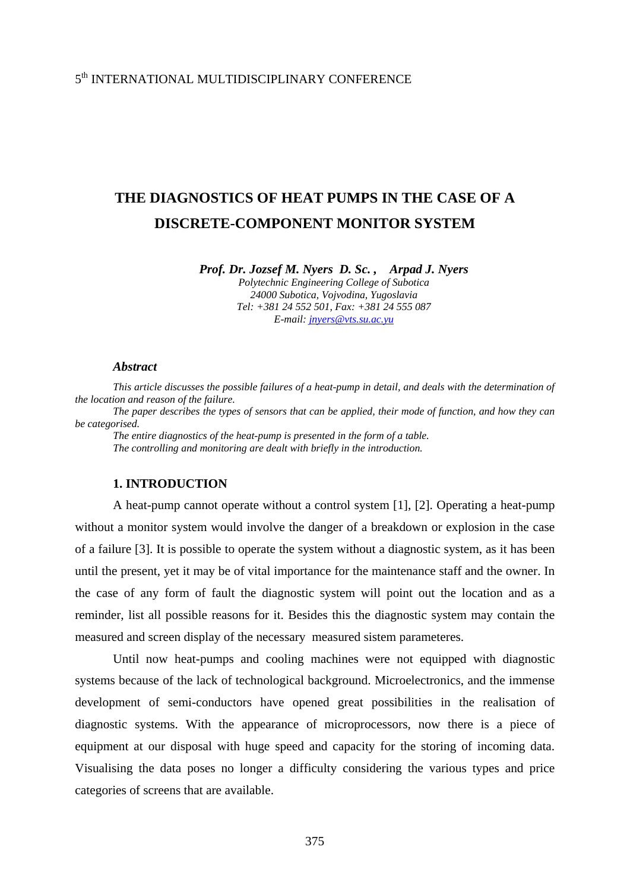5th INTERNATIONAL MULTIDISCIPLINARY CONFERENCE

# THE DIAGNOSTICS OF HEAT PUMPS IN THE CASE OF A DISCRETE-COMPONENT MONITOR SYSTEM

***Prof. Dr. Jozsef M. Nyers D. Sc. , Arpad J. Nyers***

*Polytechnic Engineering College of Subotica*
*24000 Subotica, Vojvodina, Yugoslavia*
*Tel: +381 24 552 501, Fax: +381 24 555 087*
*E-mail: jnyers@vts.su.ac.yu*

### *Abstract*

*This article discusses the possible failures of a heat-pump in detail, and deals with the determination of the location and reason of the failure.*

*The paper describes the types of sensors that can be applied, their mode of function, and how they can be categorised.*

*The entire diagnostics of the heat-pump is presented in the form of a table.*

*The controlling and monitoring are dealt with briefly in the introduction.*

## 1. INTRODUCTION

A heat-pump cannot operate without a control system [1], [2]. Operating a heat-pump without a monitor system would involve the danger of a breakdown or explosion in the case of a failure [3]. It is possible to operate the system without a diagnostic system, as it has been until the present, yet it may be of vital importance for the maintenance staff and the owner. In the case of any form of fault the diagnostic system will point out the location and as a reminder, list all possible reasons for it. Besides this the diagnostic system may contain the measured and screen display of the necessary measured sistem parameteres.

Until now heat-pumps and cooling machines were not equipped with diagnostic systems because of the lack of technological background. Microelectronics, and the immense development of semi-conductors have opened great possibilities in the realisation of diagnostic systems. With the appearance of microprocessors, now there is a piece of equipment at our disposal with huge speed and capacity for the storing of incoming data. Visualising the data poses no longer a difficulty considering the various types and price categories of screens that are available.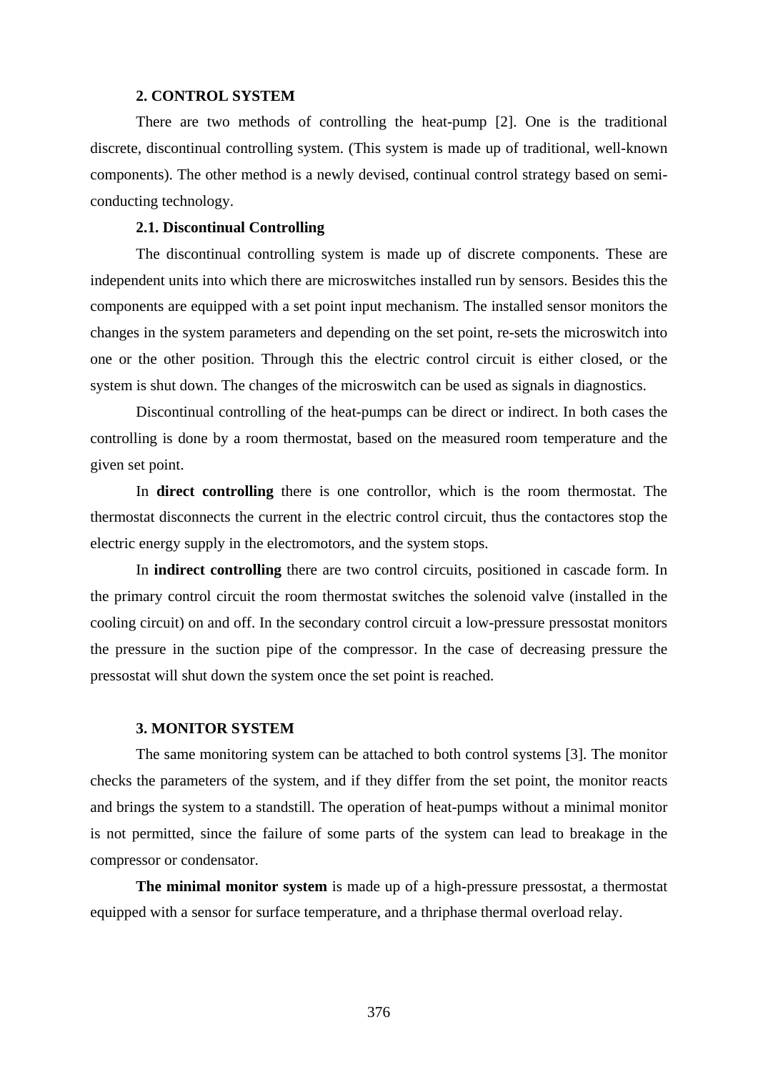## 2. CONTROL SYSTEM

There are two methods of controlling the heat-pump [2]. One is the traditional discrete, discontinual controlling system. (This system is made up of traditional, well-known components). The other method is a newly devised, continual control strategy based on semi-conducting technology.

### 2.1. Discontinual Controlling

The discontinual controlling system is made up of discrete components. These are independent units into which there are microswitches installed run by sensors. Besides this the components are equipped with a set point input mechanism. The installed sensor monitors the changes in the system parameters and depending on the set point, re-sets the microswitch into one or the other position. Through this the electric control circuit is either closed, or the system is shut down. The changes of the microswitch can be used as signals in diagnostics.

Discontinual controlling of the heat-pumps can be direct or indirect. In both cases the controlling is done by a room thermostat, based on the measured room temperature and the given set point.

In **direct controlling** there is one controllor, which is the room thermostat. The thermostat disconnects the current in the electric control circuit, thus the contactores stop the electric energy supply in the electromotors, and the system stops.

In **indirect controlling** there are two control circuits, positioned in cascade form. In the primary control circuit the room thermostat switches the solenoid valve (installed in the cooling circuit) on and off. In the secondary control circuit a low-pressure pressostat monitors the pressure in the suction pipe of the compressor. In the case of decreasing pressure the pressostat will shut down the system once the set point is reached.

## 3. MONITOR SYSTEM

The same monitoring system can be attached to both control systems [3]. The monitor checks the parameters of the system, and if they differ from the set point, the monitor reacts and brings the system to a standstill. The operation of heat-pumps without a minimal monitor is not permitted, since the failure of some parts of the system can lead to breakage in the compressor or condensator.

**The minimal monitor system** is made up of a high-pressure pressostat, a thermostat equipped with a sensor for surface temperature, and a thriphase thermal overload relay.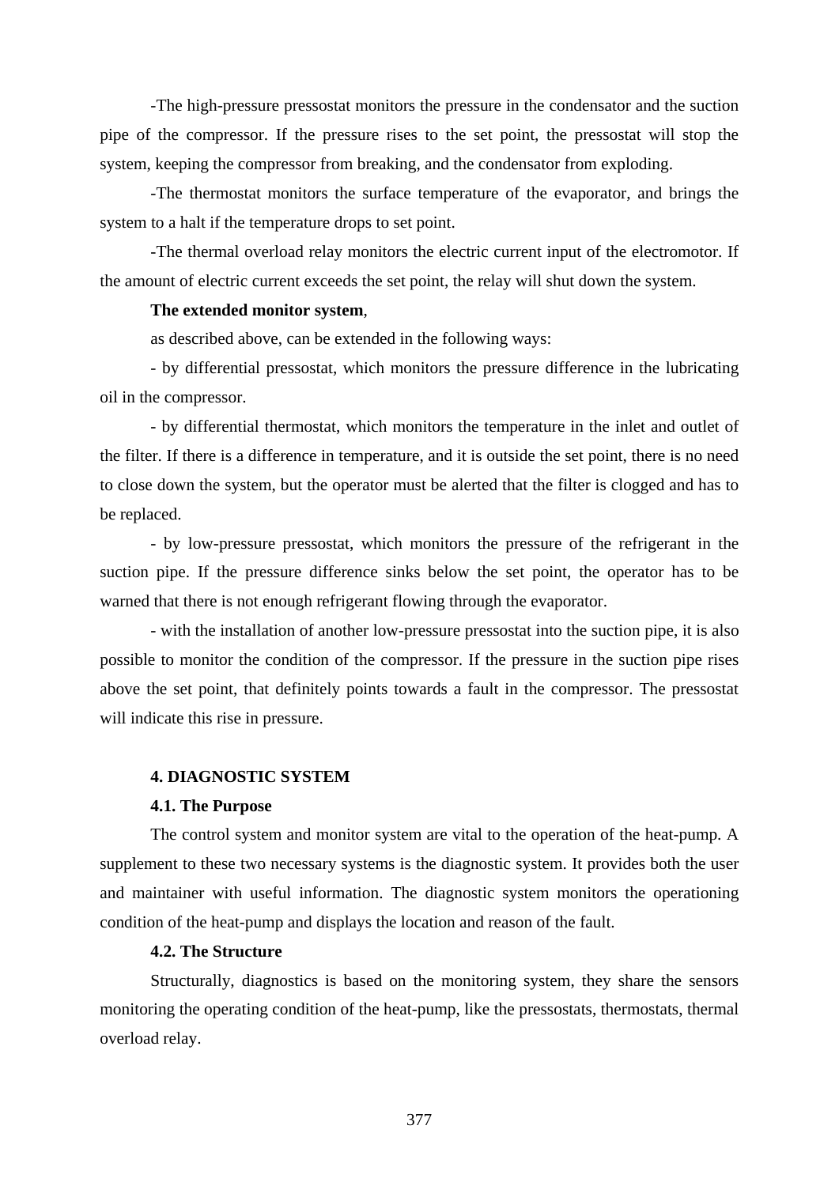-The high-pressure pressostat monitors the pressure in the condensator and the suction pipe of the compressor. If the pressure rises to the set point, the pressostat will stop the system, keeping the compressor from breaking, and the condensator from exploding.

-The thermostat monitors the surface temperature of the evaporator, and brings the system to a halt if the temperature drops to set point.

-The thermal overload relay monitors the electric current input of the electromotor. If the amount of electric current exceeds the set point, the relay will shut down the system.

**The extended monitor system**,

as described above, can be extended in the following ways:

- by differential pressostat, which monitors the pressure difference in the lubricating oil in the compressor.

- by differential thermostat, which monitors the temperature in the inlet and outlet of the filter. If there is a difference in temperature, and it is outside the set point, there is no need to close down the system, but the operator must be alerted that the filter is clogged and has to be replaced.

- by low-pressure pressostat, which monitors the pressure of the refrigerant in the suction pipe. If the pressure difference sinks below the set point, the operator has to be warned that there is not enough refrigerant flowing through the evaporator.

- with the installation of another low-pressure pressostat into the suction pipe, it is also possible to monitor the condition of the compressor. If the pressure in the suction pipe rises above the set point, that definitely points towards a fault in the compressor. The pressostat will indicate this rise in pressure.

## 4. DIAGNOSTIC SYSTEM

### 4.1. The Purpose

The control system and monitor system are vital to the operation of the heat-pump. A supplement to these two necessary systems is the diagnostic system. It provides both the user and maintainer with useful information. The diagnostic system monitors the operationing condition of the heat-pump and displays the location and reason of the fault.

### 4.2. The Structure

Structurally, diagnostics is based on the monitoring system, they share the sensors monitoring the operating condition of the heat-pump, like the pressostats, thermostats, thermal overload relay.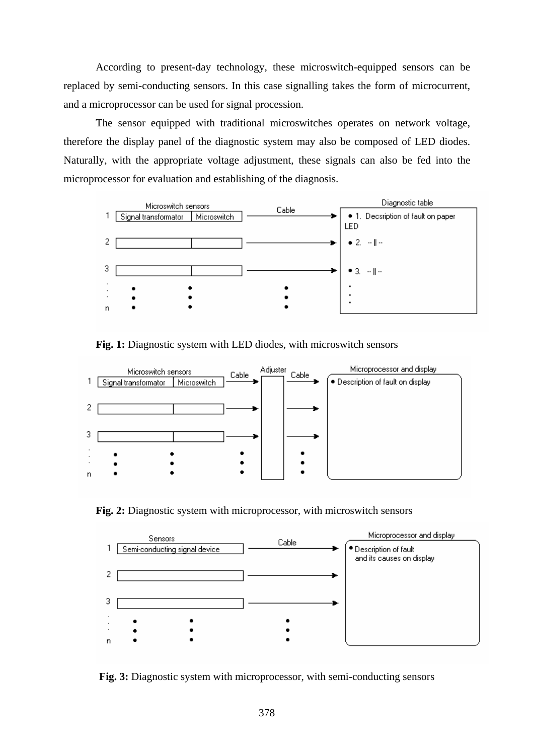According to present-day technology, these microswitch-equipped sensors can be replaced by semi-conducting sensors. In this case signalling takes the form of microcurrent, and a microprocessor can be used for signal procession.

The sensor equipped with traditional microswitches operates on network voltage, therefore the display panel of the diagnostic system may also be composed of LED diodes. Naturally, with the appropriate voltage adjustment, these signals can also be fed into the microprocessor for evaluation and establishing of the diagnosis.

**Fig. 1:** Diagnostic system with LED diodes, with microswitch sensors

**Fig. 2:** Diagnostic system with microprocessor, with microswitch sensors

**Fig. 3:** Diagnostic system with microprocessor, with semi-conducting sensors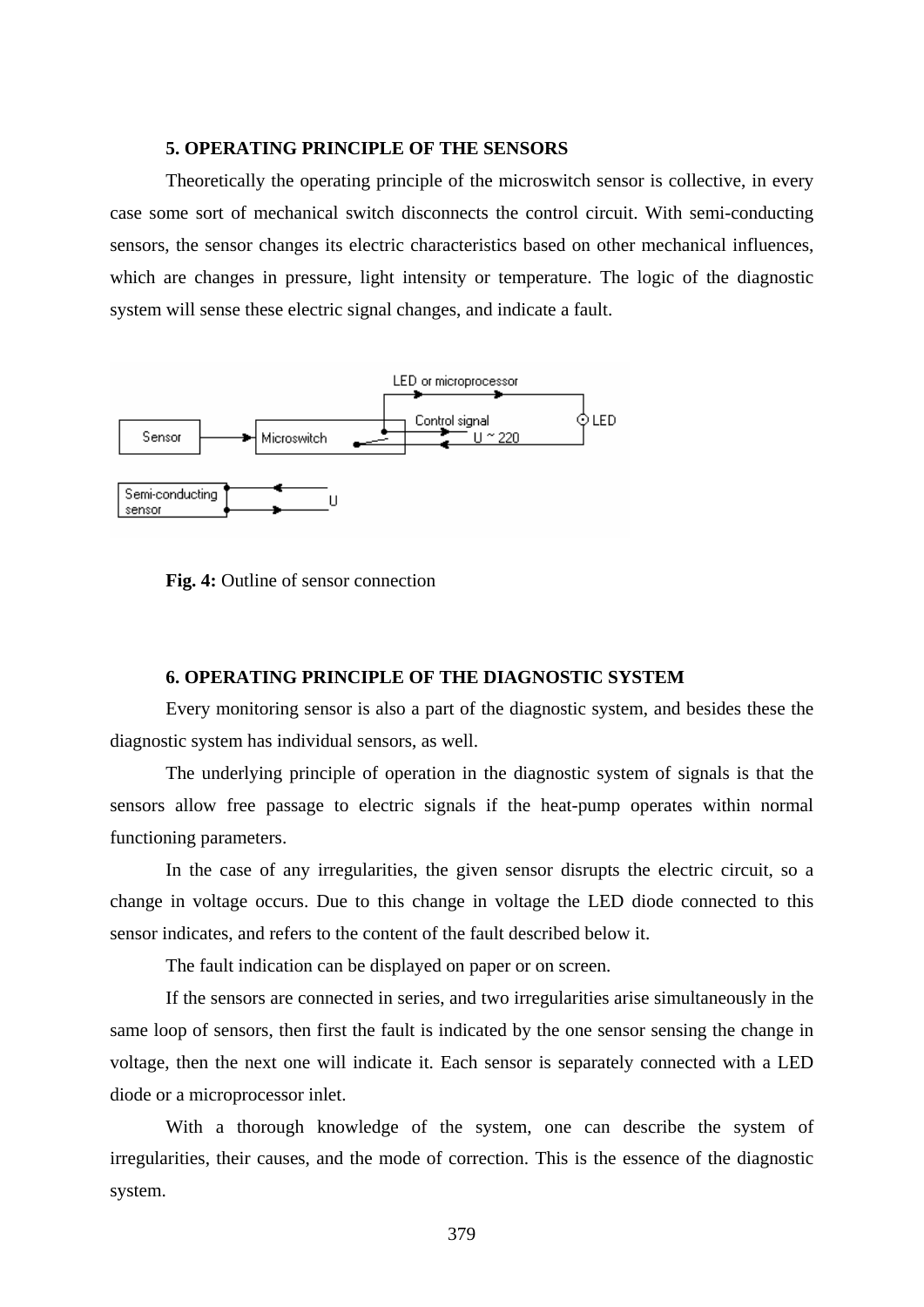## 5. OPERATING PRINCIPLE OF THE SENSORS

Theoretically the operating principle of the microswitch sensor is collective, in every case some sort of mechanical switch disconnects the control circuit. With semi-conducting sensors, the sensor changes its electric characteristics based on other mechanical influences, which are changes in pressure, light intensity or temperature. The logic of the diagnostic system will sense these electric signal changes, and indicate a fault.

**Fig. 4:** Outline of sensor connection

## 6. OPERATING PRINCIPLE OF THE DIAGNOSTIC SYSTEM

Every monitoring sensor is also a part of the diagnostic system, and besides these the diagnostic system has individual sensors, as well.

The underlying principle of operation in the diagnostic system of signals is that the sensors allow free passage to electric signals if the heat-pump operates within normal functioning parameters.

In the case of any irregularities, the given sensor disrupts the electric circuit, so a change in voltage occurs. Due to this change in voltage the LED diode connected to this sensor indicates, and refers to the content of the fault described below it.

The fault indication can be displayed on paper or on screen.

If the sensors are connected in series, and two irregularities arise simultaneously in the same loop of sensors, then first the fault is indicated by the one sensor sensing the change in voltage, then the next one will indicate it. Each sensor is separately connected with a LED diode or a microprocessor inlet.

With a thorough knowledge of the system, one can describe the system of irregularities, their causes, and the mode of correction. This is the essence of the diagnostic system.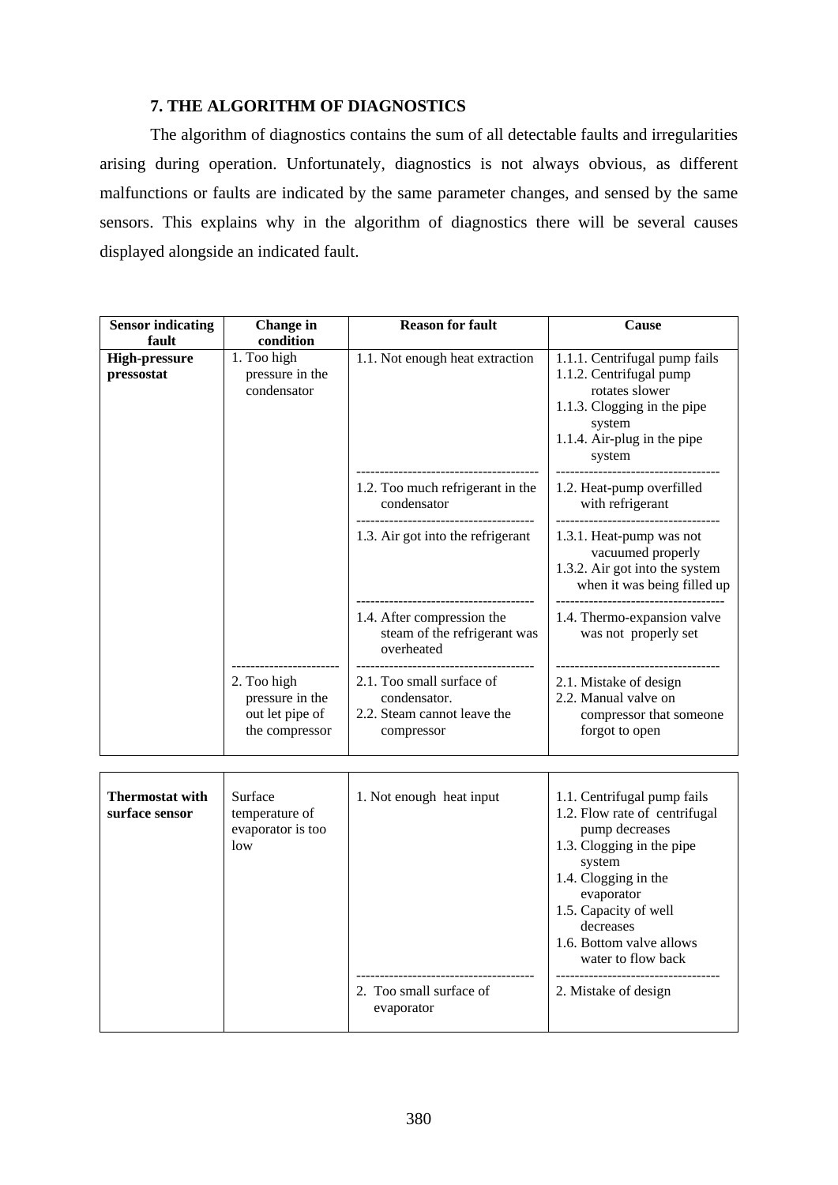### 7. THE ALGORITHM OF DIAGNOSTICS

The algorithm of diagnostics contains the sum of all detectable faults and irregularities arising during operation. Unfortunately, diagnostics is not always obvious, as different malfunctions or faults are indicated by the same parameter changes, and sensed by the same sensors. This explains why in the algorithm of diagnostics there will be several causes displayed alongside an indicated fault.

| Sensor indicating fault | Change in condition | Reason for fault | Cause |
|---|---|---|---|
| **High-pressure pressostat** | 1. Too high pressure in the condensator | 1.1. Not enough heat extraction | 1.1.1. Centrifugal pump fails<br>1.1.2. Centrifugal pump rotates slower<br>1.1.3. Clogging in the pipe system<br>1.1.4. Air-plug in the pipe system |
| | | 1.2. Too much refrigerant in the condensator | 1.2. Heat-pump overfilled with refrigerant |
| | | 1.3. Air got into the refrigerant | 1.3.1. Heat-pump was not vacuumed properly<br>1.3.2. Air got into the system when it was being filled up |
| | | 1.4. After compression the steam of the refrigerant was overheated | 1.4. Thermo-expansion valve was not properly set |
| | 2. Too high pressure in the out let pipe of the compressor | 2.1. Too small surface of condensator.<br>2.2. Steam cannot leave the compressor | 2.1. Mistake of design<br>2.2. Manual valve on compressor that someone forgot to open |

| Sensor indicating fault | Change in condition | Reason for fault | Cause |
|---|---|---|---|
| **Thermostat with surface sensor** | Surface temperature of evaporator is too low | 1. Not enough heat input | 1.1. Centrifugal pump fails<br>1.2. Flow rate of centrifugal pump decreases<br>1.3. Clogging in the pipe system<br>1.4. Clogging in the evaporator<br>1.5. Capacity of well decreases<br>1.6. Bottom valve allows water to flow back |
| | | 2. Too small surface of evaporator | 2. Mistake of design |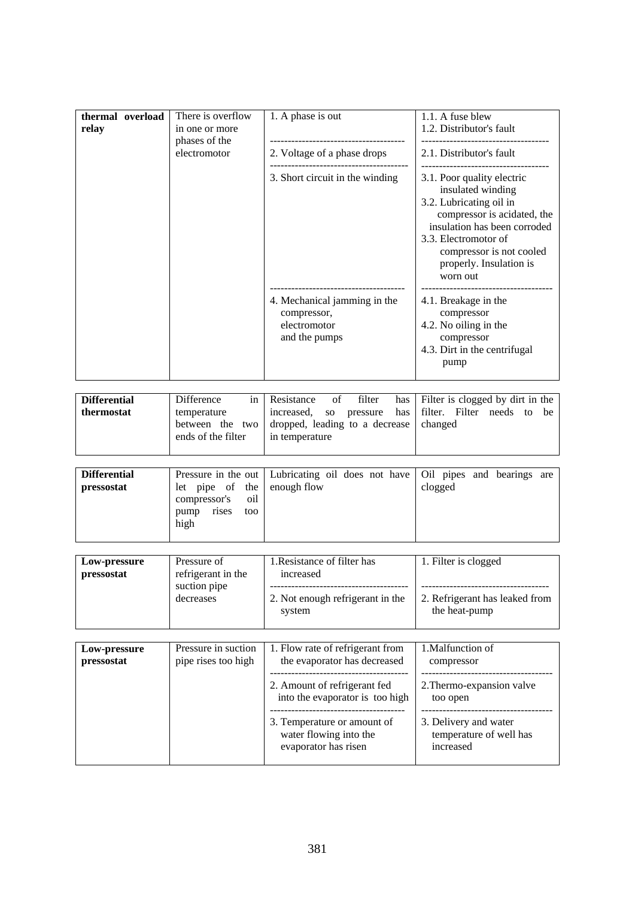| | | | |
|---|---|---|---|
| **thermal overload relay** | There is overflow in one or more phases of the electromotor | 1. A phase is out | 1.1. A fuse blew<br>1.2. Distributor's fault |
| | | 2. Voltage of a phase drops | 2.1. Distributor's fault |
| | | 3. Short circuit in the winding | 3.1. Poor quality electric insulated winding<br>3.2. Lubricating oil in compressor is acidated, the insulation has been corroded<br>3.3. Electromotor of compressor is not cooled properly. Insulation is worn out |
| | | 4. Mechanical jamming in the compressor, electromotor and the pumps | 4.1. Breakage in the compressor<br>4.2. No oiling in the compressor<br>4.3. Dirt in the centrifugal pump |

| | | | |
|---|---|---|---|
| **Differential thermostat** | Difference in temperature between the two ends of the filter | Resistance of filter has increased, so pressure has dropped, leading to a decrease in temperature | Filter is clogged by dirt in the filter. Filter needs to be changed |

| | | | |
|---|---|---|---|
| **Differential pressostat** | Pressure in the out let pipe of the compressor's oil pump rises too high | Lubricating oil does not have enough flow | Oil pipes and bearings are clogged |

| | | | |
|---|---|---|---|
| **Low-pressure pressostat** | Pressure of refrigerant in the suction pipe decreases | 1.Resistance of filter has increased | 1. Filter is clogged |
| | | 2. Not enough refrigerant in the system | 2. Refrigerant has leaked from the heat-pump |

| | | | |
|---|---|---|---|
| **Low-pressure pressostat** | Pressure in suction pipe rises too high | 1. Flow rate of refrigerant from the evaporator has decreased | 1.Malfunction of compressor |
| | | 2. Amount of refrigerant fed into the evaporator is too high | 2.Thermo-expansion valve too open |
| | | 3. Temperature or amount of water flowing into the evaporator has risen | 3. Delivery and water temperature of well has increased |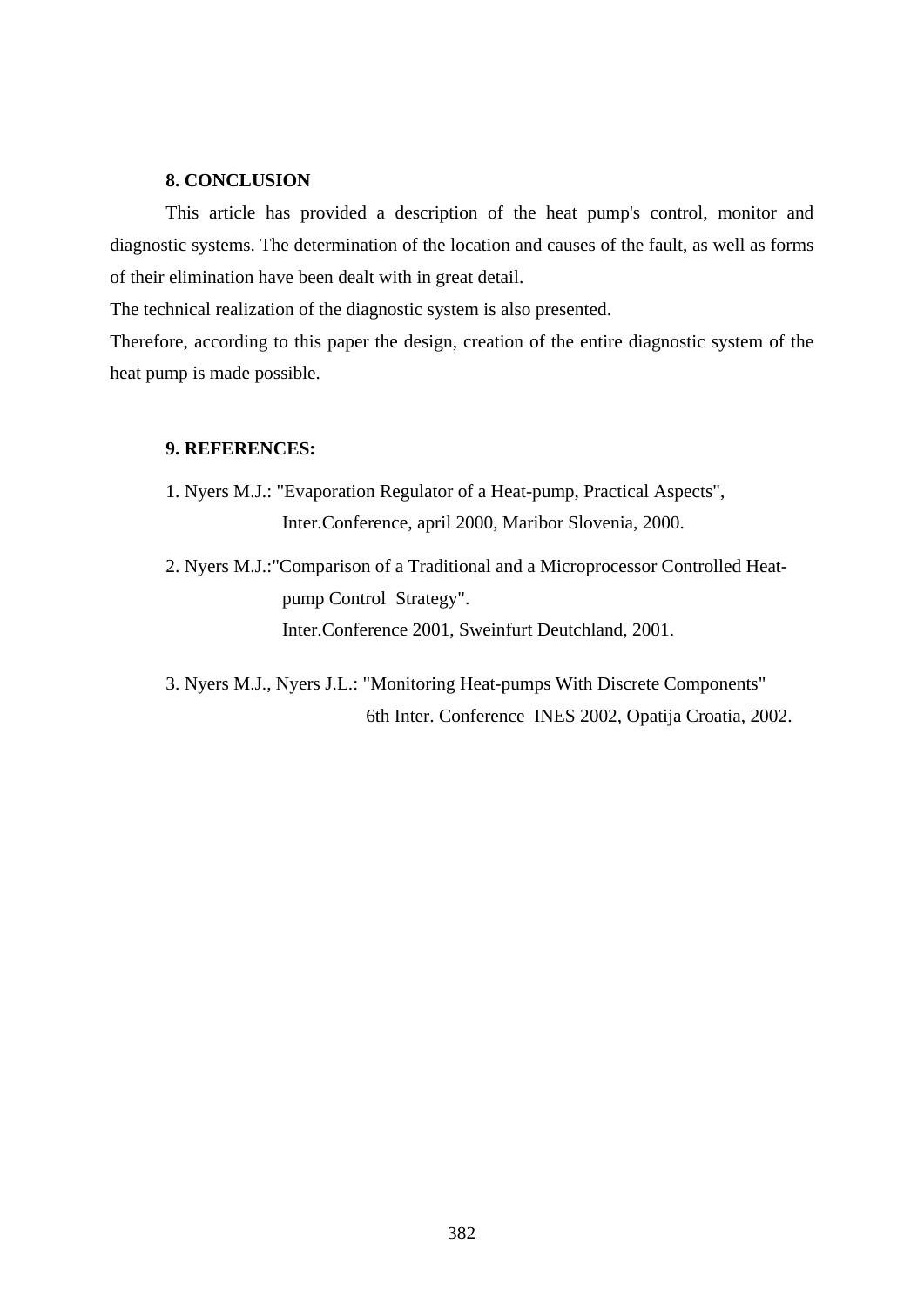## 8. CONCLUSION

This article has provided a description of the heat pump's control, monitor and diagnostic systems. The determination of the location and causes of the fault, as well as forms of their elimination have been dealt with in great detail.

The technical realization of the diagnostic system is also presented.

Therefore, according to this paper the design, creation of the entire diagnostic system of the heat pump is made possible.

## 9. REFERENCES:

1. Nyers M.J.: "Evaporation Regulator of a Heat-pump, Practical Aspects", Inter.Conference, april 2000, Maribor Slovenia, 2000.
2. Nyers M.J.:"Comparison of a Traditional and a Microprocessor Controlled Heat-pump Control Strategy". Inter.Conference 2001, Sweinfurt Deutchland, 2001.
3. Nyers M.J., Nyers J.L.: "Monitoring Heat-pumps With Discrete Components" 6th Inter. Conference INES 2002, Opatija Croatia, 2002.